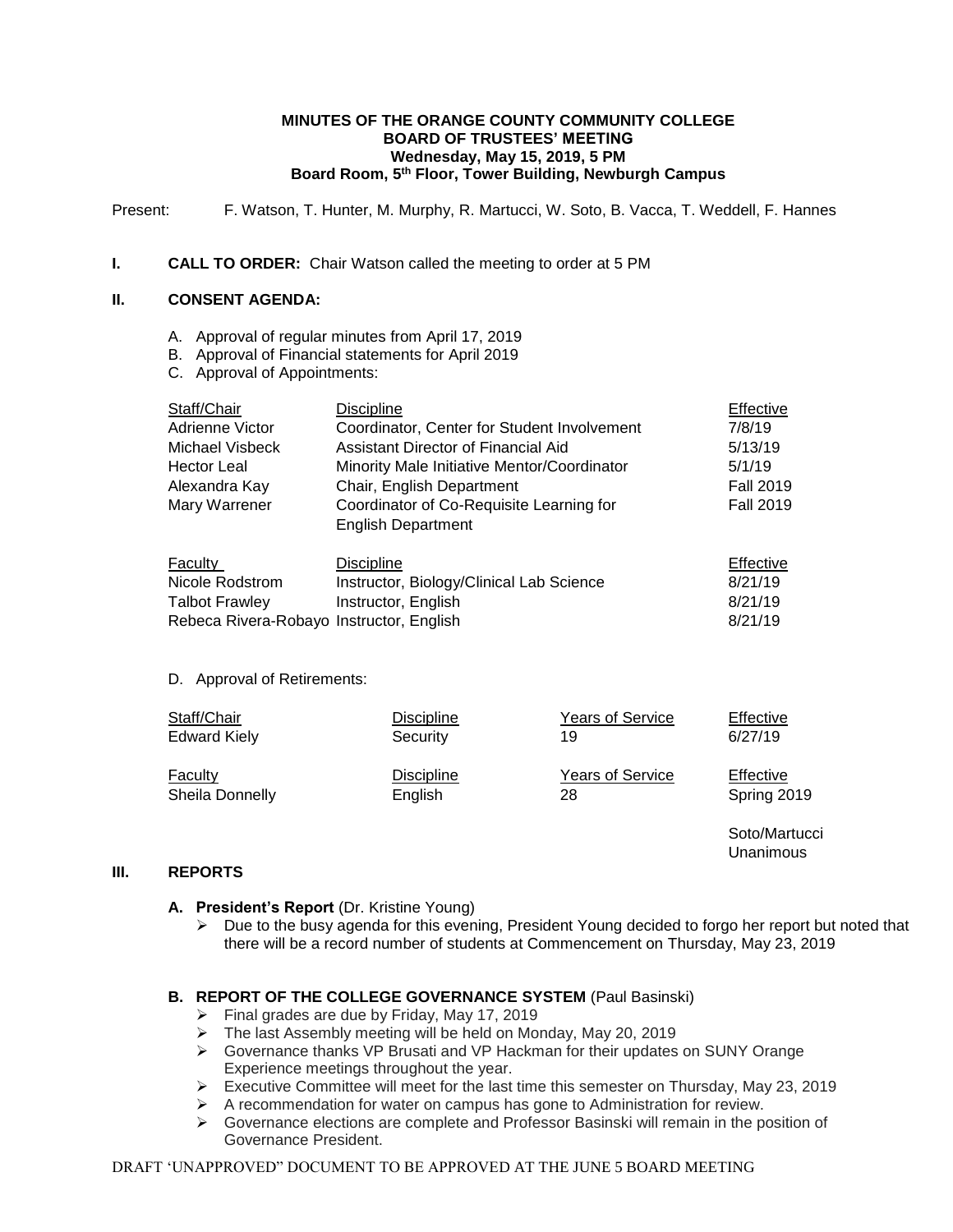**MINUTES OF THE ORANGE COUNTY COMMUNITY COLLEGE**
**BOARD OF TRUSTEES' MEETING**
**Wednesday, May 15, 2019, 5 PM**
**Board Room, 5th Floor, Tower Building, Newburgh Campus**

Present: F. Watson, T. Hunter, M. Murphy, R. Martucci, W. Soto, B. Vacca, T. Weddell, F. Hannes

## I. CALL TO ORDER:

Chair Watson called the meeting to order at 5 PM

## II. CONSENT AGENDA:

A. Approval of regular minutes from April 17, 2019
B. Approval of Financial statements for April 2019
C. Approval of Appointments:

| Staff/Chair | Discipline | Effective |
|---|---|---|
| Adrienne Victor | Coordinator, Center for Student Involvement | 7/8/19 |
| Michael Visbeck | Assistant Director of Financial Aid | 5/13/19 |
| Hector Leal | Minority Male Initiative Mentor/Coordinator | 5/1/19 |
| Alexandra Kay | Chair, English Department | Fall 2019 |
| Mary Warrener | Coordinator of Co-Requisite Learning for English Department | Fall 2019 |

| Faculty | Discipline | Effective |
|---|---|---|
| Nicole Rodstrom | Instructor, Biology/Clinical Lab Science | 8/21/19 |
| Talbot Frawley | Instructor, English | 8/21/19 |
| Rebeca Rivera-Robayo | Instructor, English | 8/21/19 |

D. Approval of Retirements:

| Staff/Chair | Discipline | Years of Service | Effective |
|---|---|---|---|
| Edward Kiely | Security | 19 | 6/27/19 |

| Faculty | Discipline | Years of Service | Effective |
|---|---|---|---|
| Sheila Donnelly | English | 28 | Spring 2019 |

Soto/Martucci
Unanimous

## III. REPORTS

**A. President's Report** (Dr. Kristine Young)

- Due to the busy agenda for this evening, President Young decided to forgo her report but noted that there will be a record number of students at Commencement on Thursday, May 23, 2019

**B. REPORT OF THE COLLEGE GOVERNANCE SYSTEM** (Paul Basinski)

- Final grades are due by Friday, May 17, 2019
- The last Assembly meeting will be held on Monday, May 20, 2019
- Governance thanks VP Brusati and VP Hackman for their updates on SUNY Orange Experience meetings throughout the year.
- Executive Committee will meet for the last time this semester on Thursday, May 23, 2019
- A recommendation for water on campus has gone to Administration for review.
- Governance elections are complete and Professor Basinski will remain in the position of Governance President.

DRAFT 'UNAPPROVED" DOCUMENT TO BE APPROVED AT THE JUNE 5 BOARD MEETING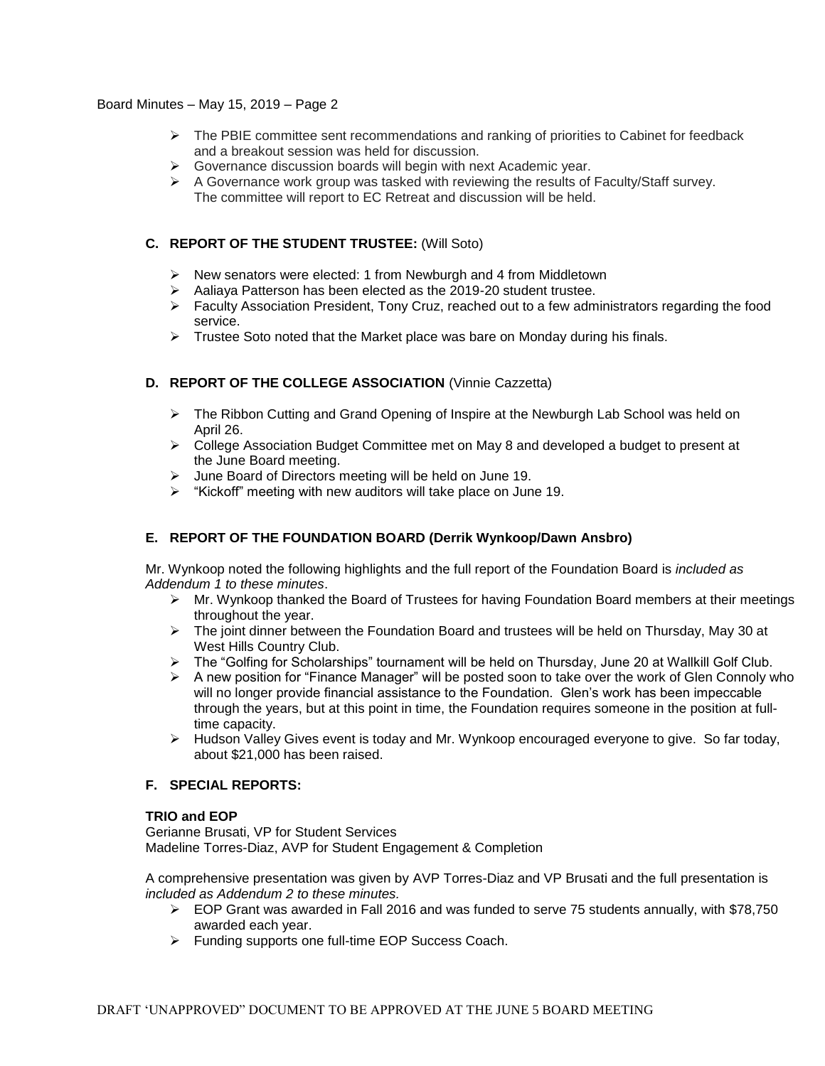- The PBIE committee sent recommendations and ranking of priorities to Cabinet for feedback and a breakout session was held for discussion.
- Governance discussion boards will begin with next Academic year.
- A Governance work group was tasked with reviewing the results of Faculty/Staff survey. The committee will report to EC Retreat and discussion will be held.

### C. REPORT OF THE STUDENT TRUSTEE: (Will Soto)

- New senators were elected: 1 from Newburgh and 4 from Middletown
- Aaliaya Patterson has been elected as the 2019-20 student trustee.
- Faculty Association President, Tony Cruz, reached out to a few administrators regarding the food service.
- Trustee Soto noted that the Market place was bare on Monday during his finals.

### D. REPORT OF THE COLLEGE ASSOCIATION (Vinnie Cazzetta)

- The Ribbon Cutting and Grand Opening of Inspire at the Newburgh Lab School was held on April 26.
- College Association Budget Committee met on May 8 and developed a budget to present at the June Board meeting.
- June Board of Directors meeting will be held on June 19.
- "Kickoff" meeting with new auditors will take place on June 19.

### E. REPORT OF THE FOUNDATION BOARD (Derrik Wynkoop/Dawn Ansbro)

Mr. Wynkoop noted the following highlights and the full report of the Foundation Board is *included as Addendum 1 to these minutes*.

- Mr. Wynkoop thanked the Board of Trustees for having Foundation Board members at their meetings throughout the year.
- The joint dinner between the Foundation Board and trustees will be held on Thursday, May 30 at West Hills Country Club.
- The "Golfing for Scholarships" tournament will be held on Thursday, June 20 at Wallkill Golf Club.
- A new position for "Finance Manager" will be posted soon to take over the work of Glen Connoly who will no longer provide financial assistance to the Foundation. Glen's work has been impeccable through the years, but at this point in time, the Foundation requires someone in the position at full-time capacity.
- Hudson Valley Gives event is today and Mr. Wynkoop encouraged everyone to give. So far today, about $21,000 has been raised.

### F. SPECIAL REPORTS:

**TRIO and EOP**
Gerianne Brusati, VP for Student Services
Madeline Torres-Diaz, AVP for Student Engagement & Completion

A comprehensive presentation was given by AVP Torres-Diaz and VP Brusati and the full presentation is *included as Addendum 2 to these minutes.*

- EOP Grant was awarded in Fall 2016 and was funded to serve 75 students annually, with $78,750 awarded each year.
- Funding supports one full-time EOP Success Coach.

DRAFT 'UNAPPROVED" DOCUMENT TO BE APPROVED AT THE JUNE 5 BOARD MEETING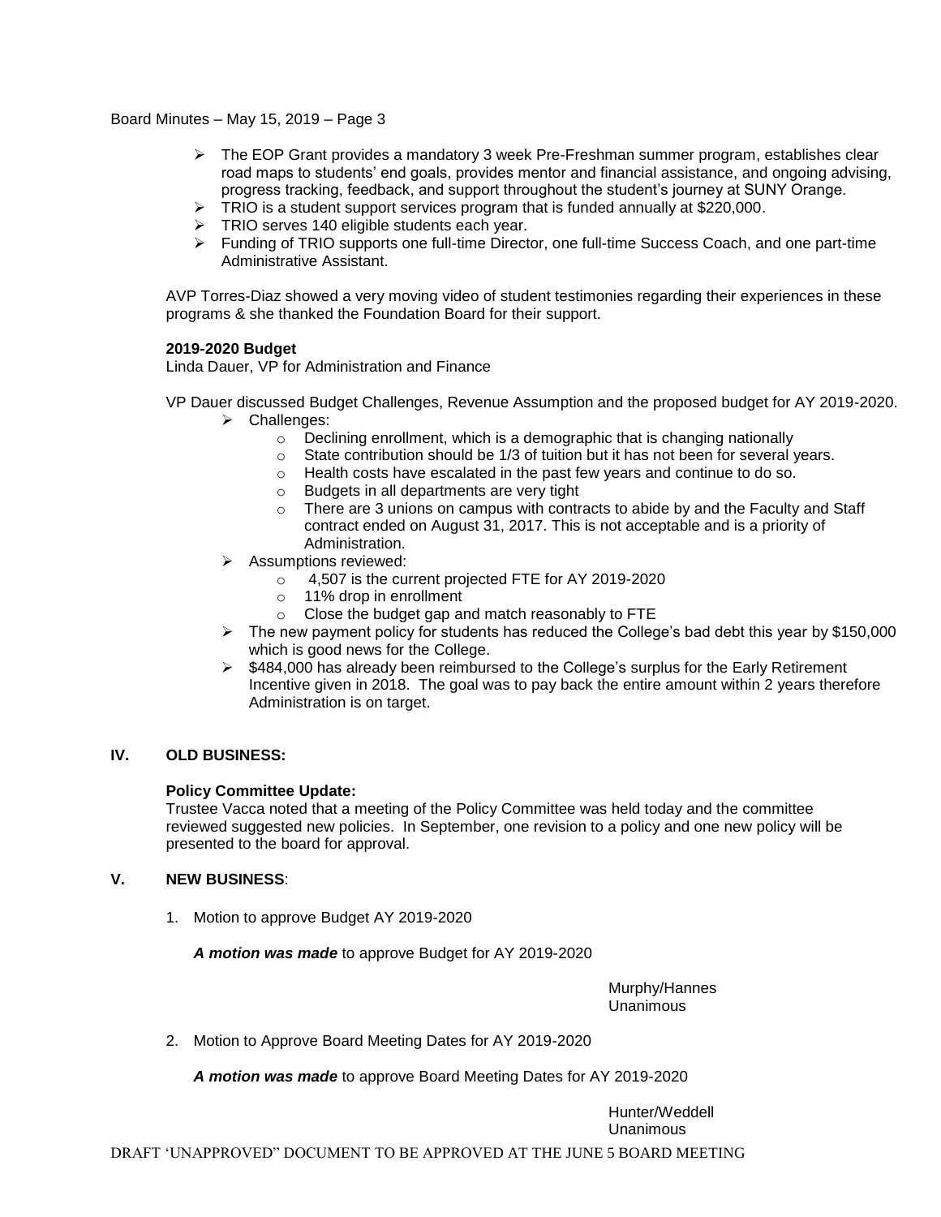- The EOP Grant provides a mandatory 3 week Pre-Freshman summer program, establishes clear road maps to students' end goals, provides mentor and financial assistance, and ongoing advising, progress tracking, feedback, and support throughout the student's journey at SUNY Orange.
- TRIO is a student support services program that is funded annually at $220,000.
- TRIO serves 140 eligible students each year.
- Funding of TRIO supports one full-time Director, one full-time Success Coach, and one part-time Administrative Assistant.

AVP Torres-Diaz showed a very moving video of student testimonies regarding their experiences in these programs & she thanked the Foundation Board for their support.

**2019-2020 Budget**
Linda Dauer, VP for Administration and Finance

VP Dauer discussed Budget Challenges, Revenue Assumption and the proposed budget for AY 2019-2020.

- Challenges:
  - Declining enrollment, which is a demographic that is changing nationally
  - State contribution should be 1/3 of tuition but it has not been for several years.
  - Health costs have escalated in the past few years and continue to do so.
  - Budgets in all departments are very tight
  - There are 3 unions on campus with contracts to abide by and the Faculty and Staff contract ended on August 31, 2017. This is not acceptable and is a priority of Administration.
- Assumptions reviewed:
  - 4,507 is the current projected FTE for AY 2019-2020
  - 11% drop in enrollment
  - Close the budget gap and match reasonably to FTE
- The new payment policy for students has reduced the College's bad debt this year by $150,000 which is good news for the College.
- $484,000 has already been reimbursed to the College's surplus for the Early Retirement Incentive given in 2018. The goal was to pay back the entire amount within 2 years therefore Administration is on target.

## IV. OLD BUSINESS:

**Policy Committee Update:**
Trustee Vacca noted that a meeting of the Policy Committee was held today and the committee reviewed suggested new policies. In September, one revision to a policy and one new policy will be presented to the board for approval.

## V. NEW BUSINESS:

1. Motion to approve Budget AY 2019-2020

   ***A motion was made*** to approve Budget for AY 2019-2020

   Murphy/Hannes
   Unanimous

2. Motion to Approve Board Meeting Dates for AY 2019-2020

   ***A motion was made*** to approve Board Meeting Dates for AY 2019-2020

   Hunter/Weddell
   Unanimous

DRAFT 'UNAPPROVED" DOCUMENT TO BE APPROVED AT THE JUNE 5 BOARD MEETING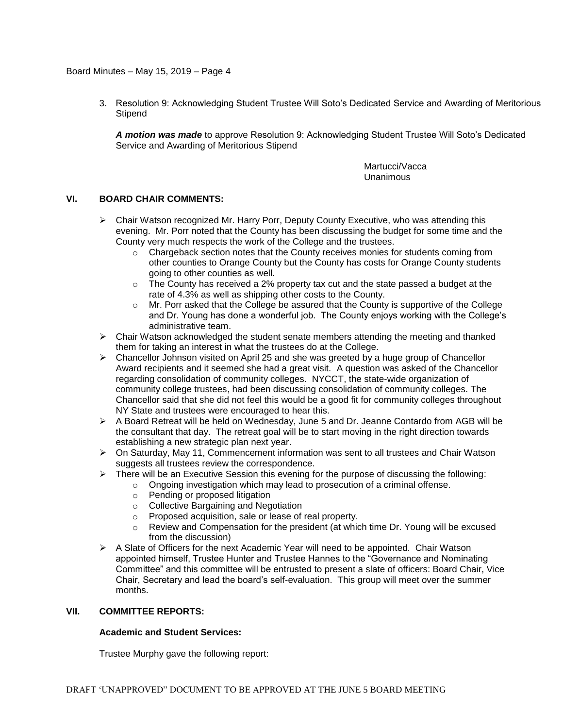3. Resolution 9: Acknowledging Student Trustee Will Soto's Dedicated Service and Awarding of Meritorious Stipend

   ***A motion was made*** to approve Resolution 9: Acknowledging Student Trustee Will Soto's Dedicated Service and Awarding of Meritorious Stipend

   Martucci/Vacca
   Unanimous

## VI. BOARD CHAIR COMMENTS:

- Chair Watson recognized Mr. Harry Porr, Deputy County Executive, who was attending this evening. Mr. Porr noted that the County has been discussing the budget for some time and the County very much respects the work of the College and the trustees.
  - Chargeback section notes that the County receives monies for students coming from other counties to Orange County but the County has costs for Orange County students going to other counties as well.
  - The County has received a 2% property tax cut and the state passed a budget at the rate of 4.3% as well as shipping other costs to the County.
  - Mr. Porr asked that the College be assured that the County is supportive of the College and Dr. Young has done a wonderful job. The County enjoys working with the College's administrative team.
- Chair Watson acknowledged the student senate members attending the meeting and thanked them for taking an interest in what the trustees do at the College.
- Chancellor Johnson visited on April 25 and she was greeted by a huge group of Chancellor Award recipients and it seemed she had a great visit. A question was asked of the Chancellor regarding consolidation of community colleges. NYCCT, the state-wide organization of community college trustees, had been discussing consolidation of community colleges. The Chancellor said that she did not feel this would be a good fit for community colleges throughout NY State and trustees were encouraged to hear this.
- A Board Retreat will be held on Wednesday, June 5 and Dr. Jeanne Contardo from AGB will be the consultant that day. The retreat goal will be to start moving in the right direction towards establishing a new strategic plan next year.
- On Saturday, May 11, Commencement information was sent to all trustees and Chair Watson suggests all trustees review the correspondence.
- There will be an Executive Session this evening for the purpose of discussing the following:
  - Ongoing investigation which may lead to prosecution of a criminal offense.
  - Pending or proposed litigation
  - Collective Bargaining and Negotiation
  - Proposed acquisition, sale or lease of real property.
  - Review and Compensation for the president (at which time Dr. Young will be excused from the discussion)
- A Slate of Officers for the next Academic Year will need to be appointed. Chair Watson appointed himself, Trustee Hunter and Trustee Hannes to the "Governance and Nominating Committee" and this committee will be entrusted to present a slate of officers: Board Chair, Vice Chair, Secretary and lead the board's self-evaluation. This group will meet over the summer months.

## VII. COMMITTEE REPORTS:

### Academic and Student Services:

Trustee Murphy gave the following report:

DRAFT 'UNAPPROVED" DOCUMENT TO BE APPROVED AT THE JUNE 5 BOARD MEETING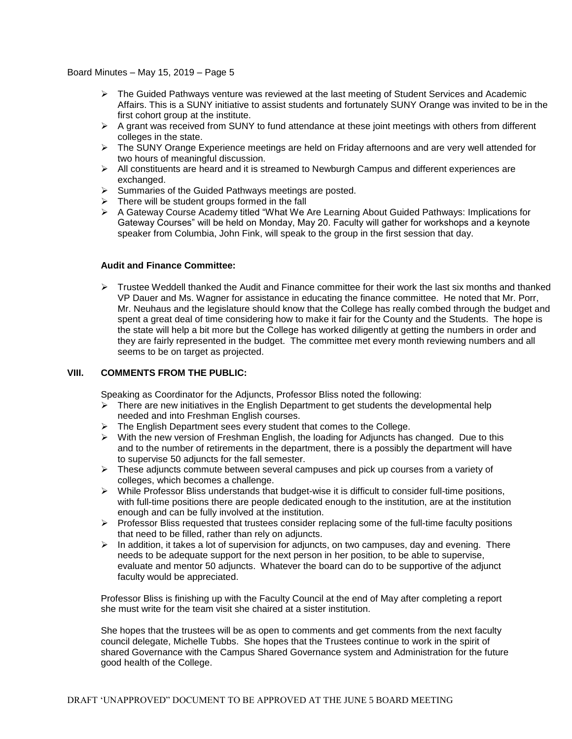- The Guided Pathways venture was reviewed at the last meeting of Student Services and Academic Affairs. This is a SUNY initiative to assist students and fortunately SUNY Orange was invited to be in the first cohort group at the institute.
- A grant was received from SUNY to fund attendance at these joint meetings with others from different colleges in the state.
- The SUNY Orange Experience meetings are held on Friday afternoons and are very well attended for two hours of meaningful discussion.
- All constituents are heard and it is streamed to Newburgh Campus and different experiences are exchanged.
- Summaries of the Guided Pathways meetings are posted.
- There will be student groups formed in the fall
- A Gateway Course Academy titled "What We Are Learning About Guided Pathways: Implications for Gateway Courses" will be held on Monday, May 20. Faculty will gather for workshops and a keynote speaker from Columbia, John Fink, will speak to the group in the first session that day.

**Audit and Finance Committee:**

- Trustee Weddell thanked the Audit and Finance committee for their work the last six months and thanked VP Dauer and Ms. Wagner for assistance in educating the finance committee. He noted that Mr. Porr, Mr. Neuhaus and the legislature should know that the College has really combed through the budget and spent a great deal of time considering how to make it fair for the County and the Students. The hope is the state will help a bit more but the College has worked diligently at getting the numbers in order and they are fairly represented in the budget. The committee met every month reviewing numbers and all seems to be on target as projected.

## VIII. COMMENTS FROM THE PUBLIC:

Speaking as Coordinator for the Adjuncts, Professor Bliss noted the following:

- There are new initiatives in the English Department to get students the developmental help needed and into Freshman English courses.
- The English Department sees every student that comes to the College.
- With the new version of Freshman English, the loading for Adjuncts has changed. Due to this and to the number of retirements in the department, there is a possibly the department will have to supervise 50 adjuncts for the fall semester.
- These adjuncts commute between several campuses and pick up courses from a variety of colleges, which becomes a challenge.
- While Professor Bliss understands that budget-wise it is difficult to consider full-time positions, with full-time positions there are people dedicated enough to the institution, are at the institution enough and can be fully involved at the institution.
- Professor Bliss requested that trustees consider replacing some of the full-time faculty positions that need to be filled, rather than rely on adjuncts.
- In addition, it takes a lot of supervision for adjuncts, on two campuses, day and evening. There needs to be adequate support for the next person in her position, to be able to supervise, evaluate and mentor 50 adjuncts. Whatever the board can do to be supportive of the adjunct faculty would be appreciated.

Professor Bliss is finishing up with the Faculty Council at the end of May after completing a report she must write for the team visit she chaired at a sister institution.

She hopes that the trustees will be as open to comments and get comments from the next faculty council delegate, Michelle Tubbs. She hopes that the Trustees continue to work in the spirit of shared Governance with the Campus Shared Governance system and Administration for the future good health of the College.

DRAFT 'UNAPPROVED" DOCUMENT TO BE APPROVED AT THE JUNE 5 BOARD MEETING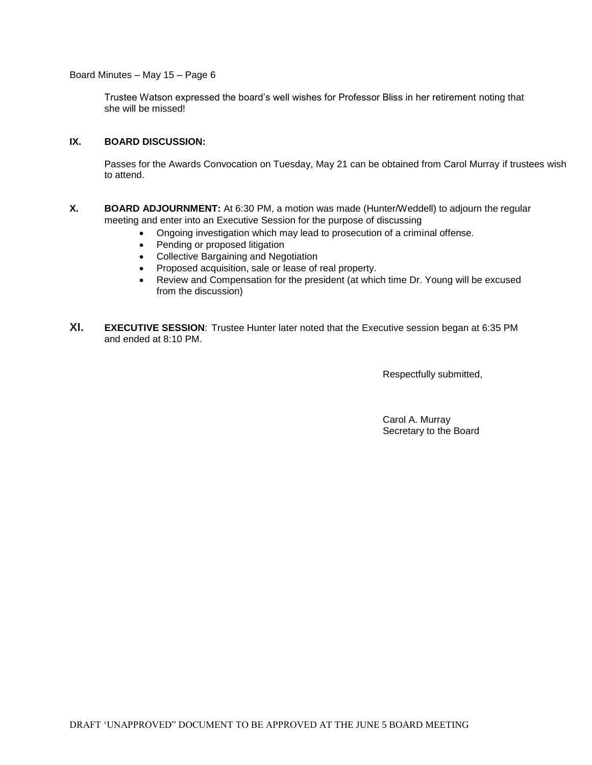Trustee Watson expressed the board's well wishes for Professor Bliss in her retirement noting that she will be missed!

**IX. BOARD DISCUSSION:**

Passes for the Awards Convocation on Tuesday, May 21 can be obtained from Carol Murray if trustees wish to attend.

**X. BOARD ADJOURNMENT:** At 6:30 PM, a motion was made (Hunter/Weddell) to adjourn the regular meeting and enter into an Executive Session for the purpose of discussing

- Ongoing investigation which may lead to prosecution of a criminal offense.
- Pending or proposed litigation
- Collective Bargaining and Negotiation
- Proposed acquisition, sale or lease of real property.
- Review and Compensation for the president (at which time Dr. Young will be excused from the discussion)

**XI. EXECUTIVE SESSION**: Trustee Hunter later noted that the Executive session began at 6:35 PM and ended at 8:10 PM.

Respectfully submitted,

Carol A. Murray
Secretary to the Board

DRAFT 'UNAPPROVED" DOCUMENT TO BE APPROVED AT THE JUNE 5 BOARD MEETING